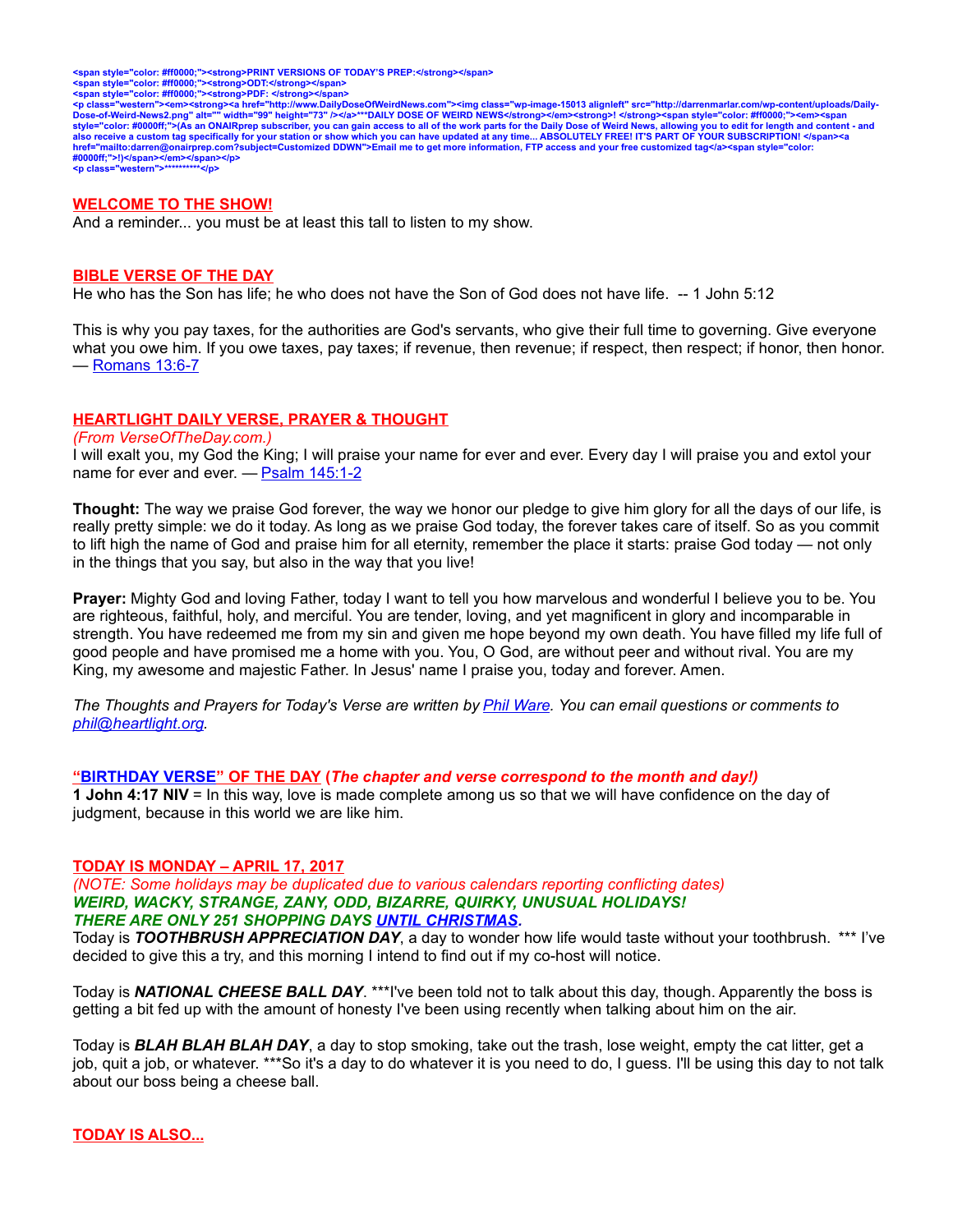<span style="color: #ff0000;"><strong>PRINT VERSIONS OF TODAY'S PREP:</strong></span>
<span style="color: #ff0000;"><strong>ODT:</strong></span>
<span style="color: #ff0000;"><strong>PDF: </strong></span>
<p class="western"><em><strong><a href="http://www.DailyDoseOfWeirdNews.com"><img class="wp-image-15013 alignleft" src="http://darrenmarlar.com/wp-content/uploads/Daily-Dose-of-Weird-News2.png" alt="" width="99" height="73" /></a>***DAILY DOSE OF WEIRD NEWS</strong></em><strong>! </strong><span style="color: #ff0000;"><em><span style="color: #0000ff;">(As an ONAIRprep subscriber, you can gain access to all of the work parts for the Daily Dose of Weird News, allowing you to edit for length and content - and also receive a custom tag specifically for your station or show which you can have updated at any time... ABSOLUTELY FREE! IT'S PART OF YOUR SUBSCRIPTION! </span><a href="mailto:darren@onairprep.com?subject=Customized DDWN">Email me to get more information, FTP access and your free customized tag</a><span style="color: #0000ff;">!)</span></em></span></p>
<p class="western">**********</p>

## WELCOME TO THE SHOW!

And a reminder... you must be at least this tall to listen to my show.

## BIBLE VERSE OF THE DAY

He who has the Son has life; he who does not have the Son of God does not have life. -- 1 John 5:12

This is why you pay taxes, for the authorities are God's servants, who give their full time to governing. Give everyone what you owe him. If you owe taxes, pay taxes; if revenue, then revenue; if respect, then respect; if honor, then honor. — Romans 13:6-7

## HEARTLIGHT DAILY VERSE, PRAYER & THOUGHT

*(From VerseOfTheDay.com.)*

I will exalt you, my God the King; I will praise your name for ever and ever. Every day I will praise you and extol your name for ever and ever. — Psalm 145:1-2

**Thought:** The way we praise God forever, the way we honor our pledge to give him glory for all the days of our life, is really pretty simple: we do it today. As long as we praise God today, the forever takes care of itself. So as you commit to lift high the name of God and praise him for all eternity, remember the place it starts: praise God today — not only in the things that you say, but also in the way that you live!

**Prayer:** Mighty God and loving Father, today I want to tell you how marvelous and wonderful I believe you to be. You are righteous, faithful, holy, and merciful. You are tender, loving, and yet magnificent in glory and incomparable in strength. You have redeemed me from my sin and given me hope beyond my own death. You have filled my life full of good people and have promised me a home with you. You, O God, are without peer and without rival. You are my King, my awesome and majestic Father. In Jesus' name I praise you, today and forever. Amen.

*The Thoughts and Prayers for Today's Verse are written by Phil Ware. You can email questions or comments to phil@heartlight.org.*

## "BIRTHDAY VERSE" OF THE DAY (*The chapter and verse correspond to the month and day!)*

**1 John 4:17 NIV** = In this way, love is made complete among us so that we will have confidence on the day of judgment, because in this world we are like him.

## TODAY IS MONDAY – APRIL 17, 2017

*(NOTE: Some holidays may be duplicated due to various calendars reporting conflicting dates)*

***WEIRD, WACKY, STRANGE, ZANY, ODD, BIZARRE, QUIRKY, UNUSUAL HOLIDAYS!***

***THERE ARE ONLY 251 SHOPPING DAYS UNTIL CHRISTMAS.***

Today is ***TOOTHBRUSH APPRECIATION DAY***, a day to wonder how life would taste without your toothbrush. *** I've decided to give this a try, and this morning I intend to find out if my co-host will notice.

Today is ***NATIONAL CHEESE BALL DAY***. ***I've been told not to talk about this day, though. Apparently the boss is getting a bit fed up with the amount of honesty I've been using recently when talking about him on the air.

Today is ***BLAH BLAH BLAH DAY***, a day to stop smoking, take out the trash, lose weight, empty the cat litter, get a job, quit a job, or whatever. ***So it's a day to do whatever it is you need to do, I guess. I'll be using this day to not talk about our boss being a cheese ball.

## TODAY IS ALSO...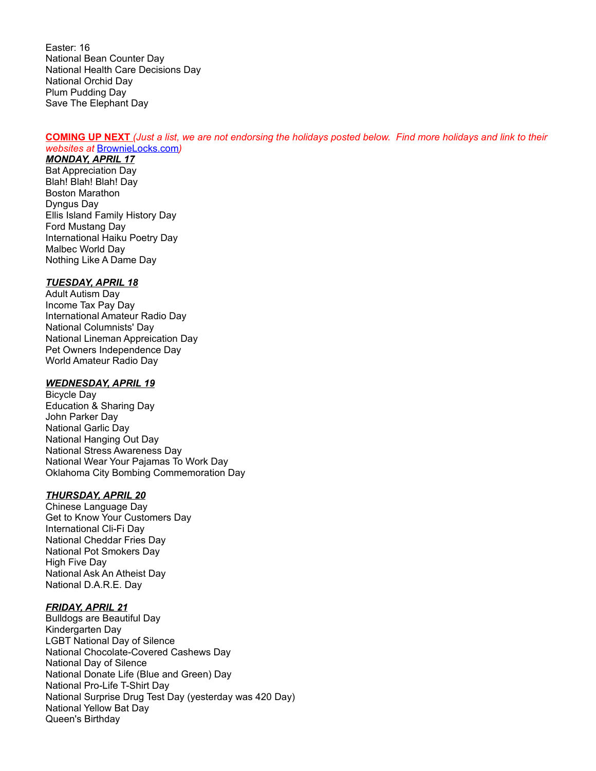Easter: 16
National Bean Counter Day
National Health Care Decisions Day
National Orchid Day
Plum Pudding Day
Save The Elephant Day

**COMING UP NEXT** *(Just a list, we are not endorsing the holidays posted below. Find more holidays and link to their websites at* [BrownieLocks.com](BrownieLocks.com)*)*

***MONDAY, APRIL 17***

Bat Appreciation Day
Blah! Blah! Blah! Day
Boston Marathon
Dyngus Day
Ellis Island Family History Day
Ford Mustang Day
International Haiku Poetry Day
Malbec World Day
Nothing Like A Dame Day

***TUESDAY, APRIL 18***

Adult Autism Day
Income Tax Pay Day
International Amateur Radio Day
National Columnists' Day
National Lineman Appreication Day
Pet Owners Independence Day
World Amateur Radio Day

***WEDNESDAY, APRIL 19***

Bicycle Day
Education & Sharing Day
John Parker Day
National Garlic Day
National Hanging Out Day
National Stress Awareness Day
National Wear Your Pajamas To Work Day
Oklahoma City Bombing Commemoration Day

***THURSDAY, APRIL 20***

Chinese Language Day
Get to Know Your Customers Day
International Cli-Fi Day
National Cheddar Fries Day
National Pot Smokers Day
High Five Day
National Ask An Atheist Day
National D.A.R.E. Day

***FRIDAY, APRIL 21***

Bulldogs are Beautiful Day
Kindergarten Day
LGBT National Day of Silence
National Chocolate-Covered Cashews Day
National Day of Silence
National Donate Life (Blue and Green) Day
National Pro-Life T-Shirt Day
National Surprise Drug Test Day (yesterday was 420 Day)
National Yellow Bat Day
Queen's Birthday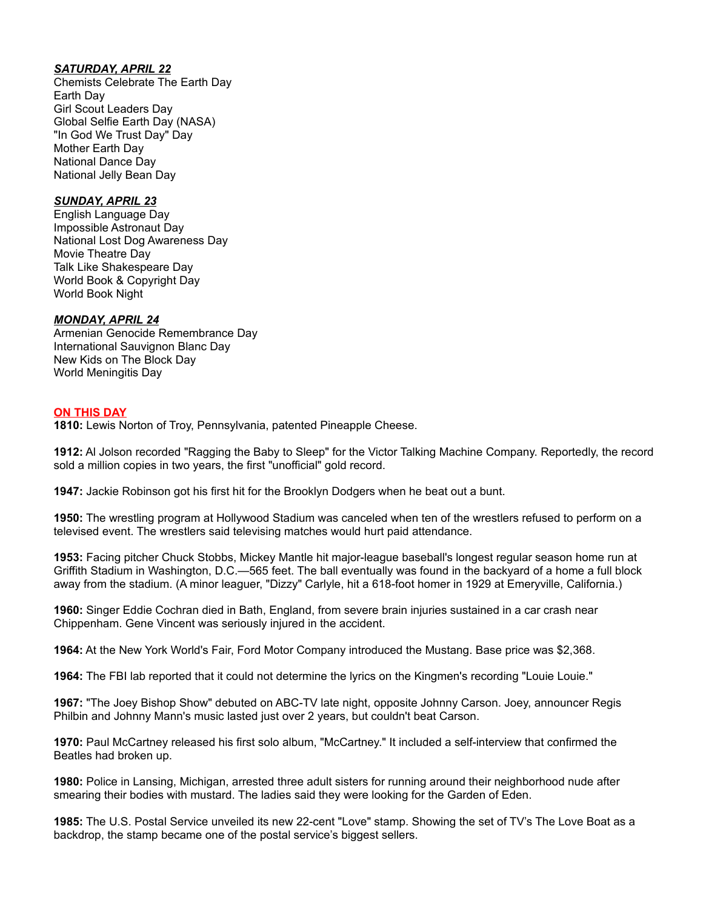***SATURDAY, APRIL 22***

Chemists Celebrate The Earth Day
Earth Day
Girl Scout Leaders Day
Global Selfie Earth Day (NASA)
"In God We Trust Day" Day
Mother Earth Day
National Dance Day
National Jelly Bean Day

***SUNDAY, APRIL 23***

English Language Day
Impossible Astronaut Day
National Lost Dog Awareness Day
Movie Theatre Day
Talk Like Shakespeare Day
World Book & Copyright Day
World Book Night

***MONDAY, APRIL 24***

Armenian Genocide Remembrance Day
International Sauvignon Blanc Day
New Kids on The Block Day
World Meningitis Day

**ON THIS DAY**

**1810:** Lewis Norton of Troy, Pennsylvania, patented Pineapple Cheese.

**1912:** Al Jolson recorded "Ragging the Baby to Sleep" for the Victor Talking Machine Company. Reportedly, the record sold a million copies in two years, the first "unofficial" gold record.

**1947:** Jackie Robinson got his first hit for the Brooklyn Dodgers when he beat out a bunt.

**1950:** The wrestling program at Hollywood Stadium was canceled when ten of the wrestlers refused to perform on a televised event. The wrestlers said televising matches would hurt paid attendance.

**1953:** Facing pitcher Chuck Stobbs, Mickey Mantle hit major-league baseball's longest regular season home run at Griffith Stadium in Washington, D.C.—565 feet. The ball eventually was found in the backyard of a home a full block away from the stadium. (A minor leaguer, "Dizzy" Carlyle, hit a 618-foot homer in 1929 at Emeryville, California.)

**1960:** Singer Eddie Cochran died in Bath, England, from severe brain injuries sustained in a car crash near Chippenham. Gene Vincent was seriously injured in the accident.

**1964:** At the New York World's Fair, Ford Motor Company introduced the Mustang. Base price was $2,368.

**1964:** The FBI lab reported that it could not determine the lyrics on the Kingmen's recording "Louie Louie."

**1967:** "The Joey Bishop Show" debuted on ABC-TV late night, opposite Johnny Carson. Joey, announcer Regis Philbin and Johnny Mann's music lasted just over 2 years, but couldn't beat Carson.

**1970:** Paul McCartney released his first solo album, "McCartney." It included a self-interview that confirmed the Beatles had broken up.

**1980:** Police in Lansing, Michigan, arrested three adult sisters for running around their neighborhood nude after smearing their bodies with mustard. The ladies said they were looking for the Garden of Eden.

**1985:** The U.S. Postal Service unveiled its new 22-cent "Love" stamp. Showing the set of TV's The Love Boat as a backdrop, the stamp became one of the postal service's biggest sellers.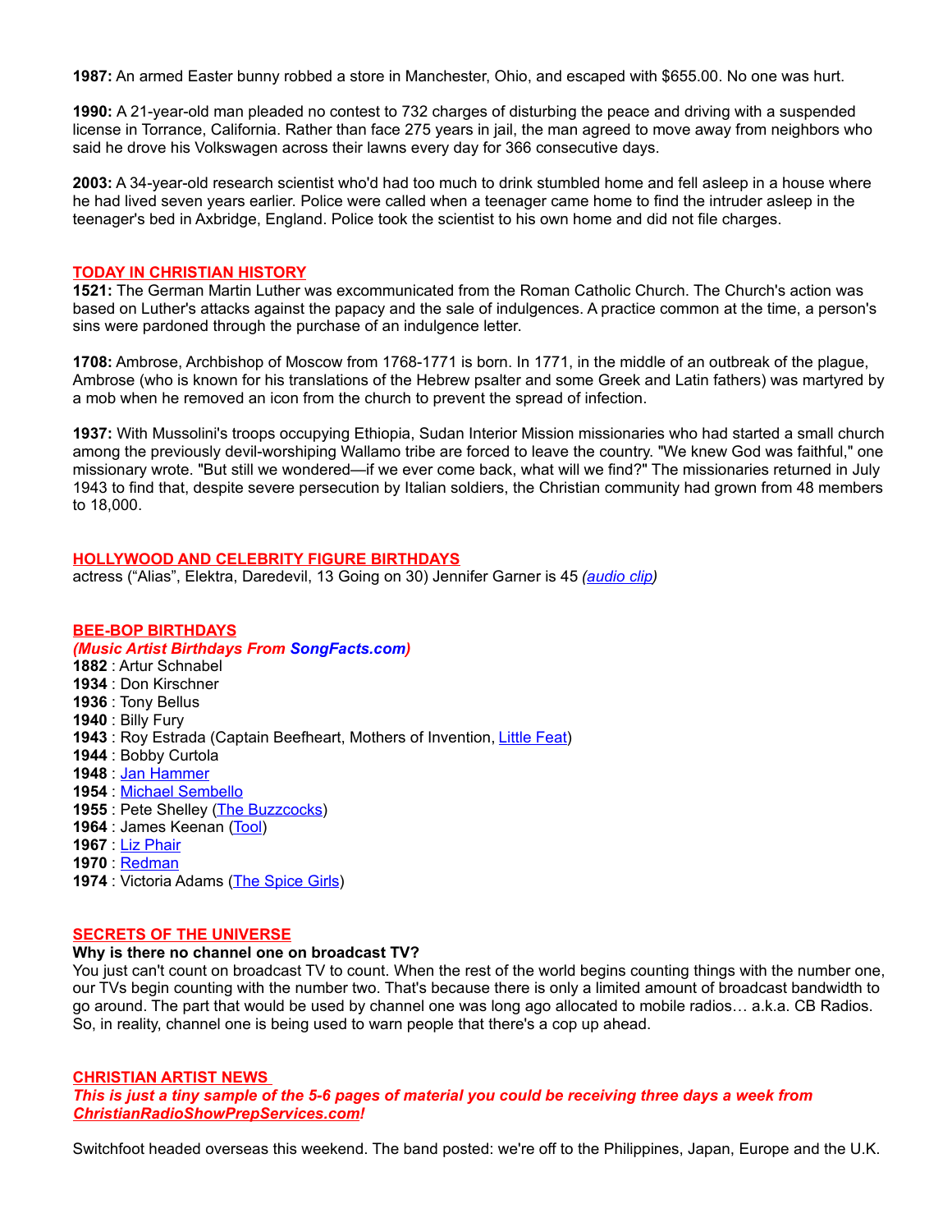**1987:** An armed Easter bunny robbed a store in Manchester, Ohio, and escaped with $655.00. No one was hurt.

**1990:** A 21-year-old man pleaded no contest to 732 charges of disturbing the peace and driving with a suspended license in Torrance, California. Rather than face 275 years in jail, the man agreed to move away from neighbors who said he drove his Volkswagen across their lawns every day for 366 consecutive days.

**2003:** A 34-year-old research scientist who'd had too much to drink stumbled home and fell asleep in a house where he had lived seven years earlier. Police were called when a teenager came home to find the intruder asleep in the teenager's bed in Axbridge, England. Police took the scientist to his own home and did not file charges.

## TODAY IN CHRISTIAN HISTORY

**1521:** The German Martin Luther was excommunicated from the Roman Catholic Church. The Church's action was based on Luther's attacks against the papacy and the sale of indulgences. A practice common at the time, a person's sins were pardoned through the purchase of an indulgence letter.

**1708:** Ambrose, Archbishop of Moscow from 1768-1771 is born. In 1771, in the middle of an outbreak of the plague, Ambrose (who is known for his translations of the Hebrew psalter and some Greek and Latin fathers) was martyred by a mob when he removed an icon from the church to prevent the spread of infection.

**1937:** With Mussolini's troops occupying Ethiopia, Sudan Interior Mission missionaries who had started a small church among the previously devil-worshiping Wallamo tribe are forced to leave the country. "We knew God was faithful," one missionary wrote. "But still we wondered—if we ever come back, what will we find?" The missionaries returned in July 1943 to find that, despite severe persecution by Italian soldiers, the Christian community had grown from 48 members to 18,000.

## HOLLYWOOD AND CELEBRITY FIGURE BIRTHDAYS

actress ("Alias", Elektra, Daredevil, 13 Going on 30) Jennifer Garner is 45 *(audio clip)*

## BEE-BOP BIRTHDAYS

***(Music Artist Birthdays From SongFacts.com)***

**1882** : Artur Schnabel
**1934** : Don Kirschner
**1936** : Tony Bellus
**1940** : Billy Fury
**1943** : Roy Estrada (Captain Beefheart, Mothers of Invention, Little Feat)
**1944** : Bobby Curtola
**1948** : Jan Hammer
**1954** : Michael Sembello
**1955** : Pete Shelley (The Buzzcocks)
**1964** : James Keenan (Tool)
**1967** : Liz Phair
**1970** : Redman
**1974** : Victoria Adams (The Spice Girls)

## SECRETS OF THE UNIVERSE

**Why is there no channel one on broadcast TV?**

You just can't count on broadcast TV to count. When the rest of the world begins counting things with the number one, our TVs begin counting with the number two. That's because there is only a limited amount of broadcast bandwidth to go around. The part that would be used by channel one was long ago allocated to mobile radios… a.k.a. CB Radios. So, in reality, channel one is being used to warn people that there's a cop up ahead.

## CHRISTIAN ARTIST NEWS

***This is just a tiny sample of the 5-6 pages of material you could be receiving three days a week from ChristianRadioShowPrepServices.com!***

Switchfoot headed overseas this weekend. The band posted: we're off to the Philippines, Japan, Europe and the U.K.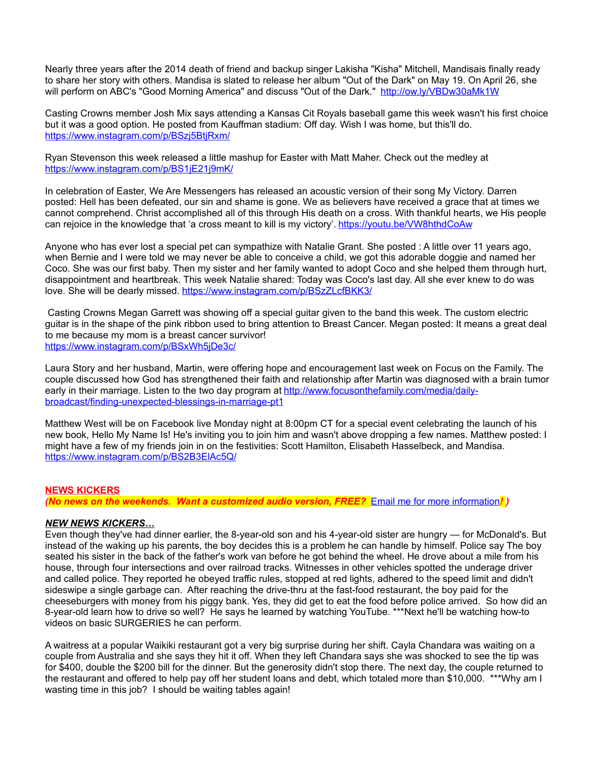Nearly three years after the 2014 death of friend and backup singer Lakisha "Kisha" Mitchell, Mandisais finally ready to share her story with others. Mandisa is slated to release her album "Out of the Dark" on May 19. On April 26, she will perform on ABC's "Good Morning America" and discuss "Out of the Dark." [http://ow.ly/VBDw30aMk1W](http://ow.ly/VBDw30aMk1W)

Casting Crowns member Josh Mix says attending a Kansas Cit Royals baseball game this week wasn't his first choice but it was a good option. He posted from Kauffman stadium: Off day. Wish I was home, but this'll do. [https://www.instagram.com/p/BSzj5BtjRxm/](https://www.instagram.com/p/BSzj5BtjRxm/)

Ryan Stevenson this week released a little mashup for Easter with Matt Maher. Check out the medley at [https://www.instagram.com/p/BS1jE21j9mK/](https://www.instagram.com/p/BS1jE21j9mK/)

In celebration of Easter, We Are Messengers has released an acoustic version of their song My Victory. Darren posted: Hell has been defeated, our sin and shame is gone. We as believers have received a grace that at times we cannot comprehend. Christ accomplished all of this through His death on a cross. With thankful hearts, we His people can rejoice in the knowledge that 'a cross meant to kill is my victory'. [https://youtu.be/VW8hthdCoAw](https://youtu.be/VW8hthdCoAw)

Anyone who has ever lost a special pet can sympathize with Natalie Grant. She posted : A little over 11 years ago, when Bernie and I were told we may never be able to conceive a child, we got this adorable doggie and named her Coco. She was our first baby. Then my sister and her family wanted to adopt Coco and she helped them through hurt, disappointment and heartbreak. This week Natalie shared: Today was Coco's last day. All she ever knew to do was love. She will be dearly missed. [https://www.instagram.com/p/BSzZLcfBKK3/](https://www.instagram.com/p/BSzZLcfBKK3/)

Casting Crowns Megan Garrett was showing off a special guitar given to the band this week. The custom electric guitar is in the shape of the pink ribbon used to bring attention to Breast Cancer. Megan posted: It means a great deal to me because my mom is a breast cancer survivor!
[https://www.instagram.com/p/BSxWh5jDe3c/](https://www.instagram.com/p/BSxWh5jDe3c/)

Laura Story and her husband, Martin, were offering hope and encouragement last week on Focus on the Family. The couple discussed how God has strengthened their faith and relationship after Martin was diagnosed with a brain tumor early in their marriage. Listen to the two day program at [http://www.focusonthefamily.com/media/daily-broadcast/finding-unexpected-blessings-in-marriage-pt1](http://www.focusonthefamily.com/media/daily-broadcast/finding-unexpected-blessings-in-marriage-pt1)

Matthew West will be on Facebook live Monday night at 8:00pm CT for a special event celebrating the launch of his new book, Hello My Name Is! He's inviting you to join him and wasn't above dropping a few names. Matthew posted: I might have a few of my friends join in on the festivities: Scott Hamilton, Elisabeth Hasselbeck, and Mandisa. [https://www.instagram.com/p/BS2B3ElAc5Q/](https://www.instagram.com/p/BS2B3ElAc5Q/)

**NEWS KICKERS**
***(No news on the weekends. Want a customized audio version, FREE?*** Email me for more information***! )***

***NEW NEWS KICKERS…***
Even though they've had dinner earlier, the 8-year-old son and his 4-year-old sister are hungry — for McDonald's. But instead of the waking up his parents, the boy decides this is a problem he can handle by himself. Police say The boy seated his sister in the back of the father's work van before he got behind the wheel. He drove about a mile from his house, through four intersections and over railroad tracks. Witnesses in other vehicles spotted the underage driver and called police. They reported he obeyed traffic rules, stopped at red lights, adhered to the speed limit and didn't sideswipe a single garbage can. After reaching the drive-thru at the fast-food restaurant, the boy paid for the cheeseburgers with money from his piggy bank. Yes, they did get to eat the food before police arrived. So how did an 8-year-old learn how to drive so well? He says he learned by watching YouTube. ***Next he'll be watching how-to videos on basic SURGERIES he can perform.

A waitress at a popular Waikiki restaurant got a very big surprise during her shift. Cayla Chandara was waiting on a couple from Australia and she says they hit it off. When they left Chandara says she was shocked to see the tip was for $400, double the $200 bill for the dinner. But the generosity didn't stop there. The next day, the couple returned to the restaurant and offered to help pay off her student loans and debt, which totaled more than $10,000. ***Why am I wasting time in this job? I should be waiting tables again!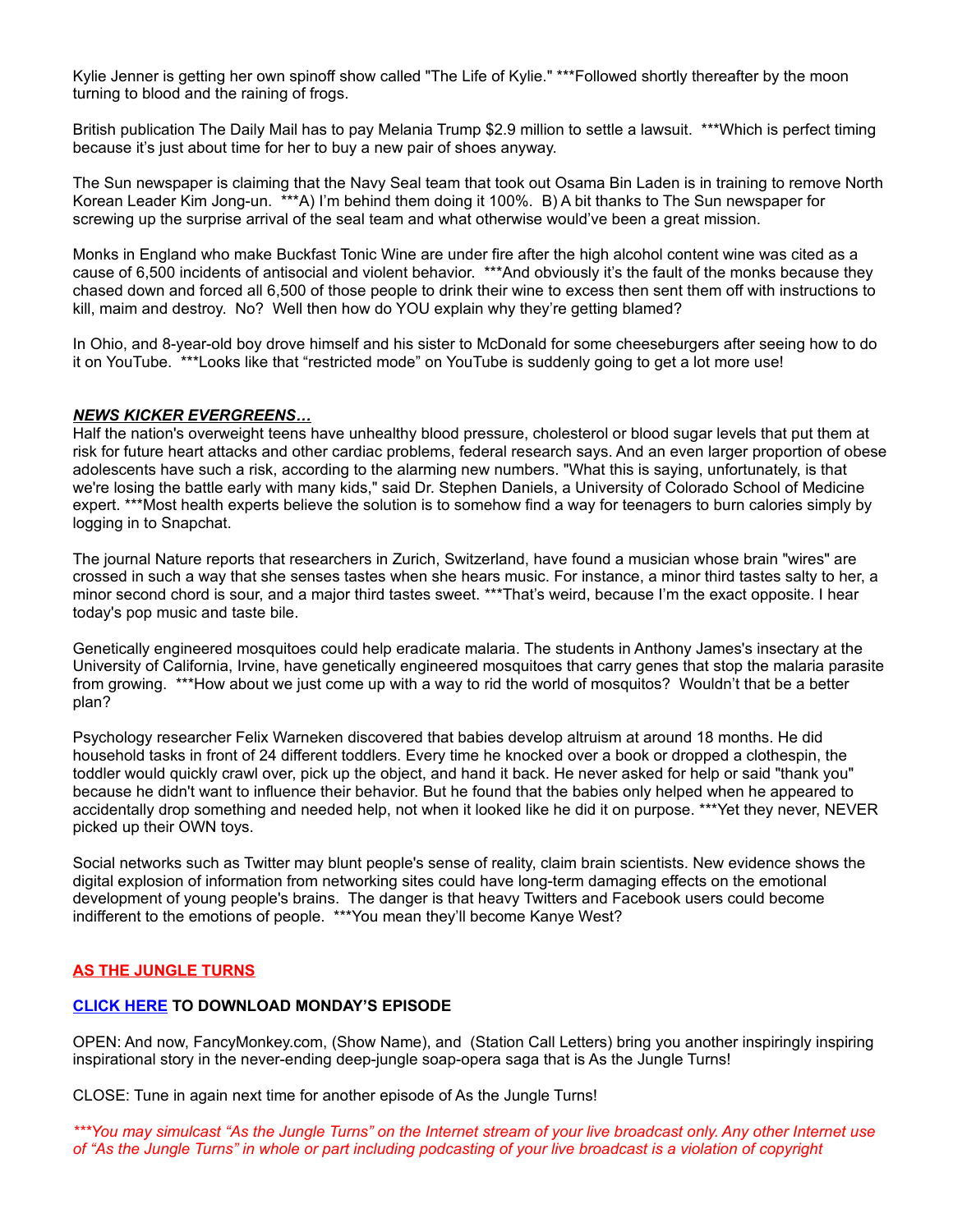Kylie Jenner is getting her own spinoff show called "The Life of Kylie." ***Followed shortly thereafter by the moon turning to blood and the raining of frogs.

British publication The Daily Mail has to pay Melania Trump $2.9 million to settle a lawsuit. ***Which is perfect timing because it's just about time for her to buy a new pair of shoes anyway.

The Sun newspaper is claiming that the Navy Seal team that took out Osama Bin Laden is in training to remove North Korean Leader Kim Jong-un. ***A) I'm behind them doing it 100%. B) A bit thanks to The Sun newspaper for screwing up the surprise arrival of the seal team and what otherwise would've been a great mission.

Monks in England who make Buckfast Tonic Wine are under fire after the high alcohol content wine was cited as a cause of 6,500 incidents of antisocial and violent behavior. ***And obviously it's the fault of the monks because they chased down and forced all 6,500 of those people to drink their wine to excess then sent them off with instructions to kill, maim and destroy. No? Well then how do YOU explain why they're getting blamed?

In Ohio, and 8-year-old boy drove himself and his sister to McDonald for some cheeseburgers after seeing how to do it on YouTube. ***Looks like that "restricted mode" on YouTube is suddenly going to get a lot more use!

***<u>NEWS KICKER EVERGREENS…</u>***

Half the nation's overweight teens have unhealthy blood pressure, cholesterol or blood sugar levels that put them at risk for future heart attacks and other cardiac problems, federal research says. And an even larger proportion of obese adolescents have such a risk, according to the alarming new numbers. "What this is saying, unfortunately, is that we're losing the battle early with many kids," said Dr. Stephen Daniels, a University of Colorado School of Medicine expert. ***Most health experts believe the solution is to somehow find a way for teenagers to burn calories simply by logging in to Snapchat.

The journal Nature reports that researchers in Zurich, Switzerland, have found a musician whose brain "wires" are crossed in such a way that she senses tastes when she hears music. For instance, a minor third tastes salty to her, a minor second chord is sour, and a major third tastes sweet. ***That's weird, because I'm the exact opposite. I hear today's pop music and taste bile.

Genetically engineered mosquitoes could help eradicate malaria. The students in Anthony James's insectary at the University of California, Irvine, have genetically engineered mosquitoes that carry genes that stop the malaria parasite from growing. ***How about we just come up with a way to rid the world of mosquitos? Wouldn't that be a better plan?

Psychology researcher Felix Warneken discovered that babies develop altruism at around 18 months. He did household tasks in front of 24 different toddlers. Every time he knocked over a book or dropped a clothespin, the toddler would quickly crawl over, pick up the object, and hand it back. He never asked for help or said "thank you" because he didn't want to influence their behavior. But he found that the babies only helped when he appeared to accidentally drop something and needed help, not when it looked like he did it on purpose. ***Yet they never, NEVER picked up their OWN toys.

Social networks such as Twitter may blunt people's sense of reality, claim brain scientists. New evidence shows the digital explosion of information from networking sites could have long-term damaging effects on the emotional development of young people's brains. The danger is that heavy Twitters and Facebook users could become indifferent to the emotions of people. ***You mean they'll become Kanye West?

**<u>AS THE JUNGLE TURNS</u>**

**<u>CLICK HERE</u> TO DOWNLOAD MONDAY'S EPISODE**

OPEN: And now, FancyMonkey.com, (Show Name), and (Station Call Letters) bring you another inspiringly inspiring inspirational story in the never-ending deep-jungle soap-opera saga that is As the Jungle Turns!

CLOSE: Tune in again next time for another episode of As the Jungle Turns!

*\*\*\*You may simulcast "As the Jungle Turns" on the Internet stream of your live broadcast only. Any other Internet use of "As the Jungle Turns" in whole or part including podcasting of your live broadcast is a violation of copyright*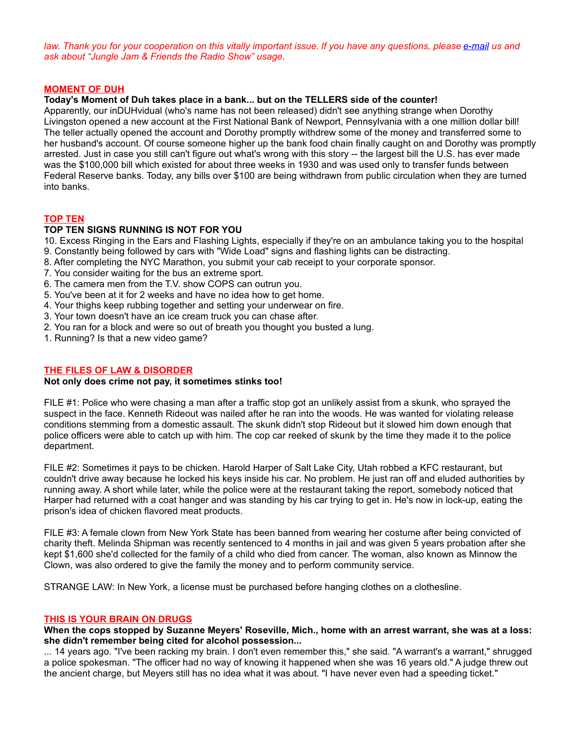*law. Thank you for your cooperation on this vitally important issue. If you have any questions, please [e-mail](#) us and ask about "Jungle Jam & Friends the Radio Show" usage.*

## MOMENT OF DUH

**Today's Moment of Duh takes place in a bank... but on the TELLERS side of the counter!**

Apparently, our inDUHvidual (who's name has not been released) didn't see anything strange when Dorothy Livingston opened a new account at the First National Bank of Newport, Pennsylvania with a one million dollar bill! The teller actually opened the account and Dorothy promptly withdrew some of the money and transferred some to her husband's account. Of course someone higher up the bank food chain finally caught on and Dorothy was promptly arrested. Just in case you still can't figure out what's wrong with this story -- the largest bill the U.S. has ever made was the $100,000 bill which existed for about three weeks in 1930 and was used only to transfer funds between Federal Reserve banks. Today, any bills over $100 are being withdrawn from public circulation when they are turned into banks.

## TOP TEN

**TOP TEN SIGNS RUNNING IS NOT FOR YOU**

10. Excess Ringing in the Ears and Flashing Lights, especially if they're on an ambulance taking you to the hospital
9. Constantly being followed by cars with "Wide Load" signs and flashing lights can be distracting.
8. After completing the NYC Marathon, you submit your cab receipt to your corporate sponsor.
7. You consider waiting for the bus an extreme sport.
6. The camera men from the T.V. show COPS can outrun you.
5. You've been at it for 2 weeks and have no idea how to get home.
4. Your thighs keep rubbing together and setting your underwear on fire.
3. Your town doesn't have an ice cream truck you can chase after.
2. You ran for a block and were so out of breath you thought you busted a lung.
1. Running? Is that a new video game?

## THE FILES OF LAW & DISORDER

**Not only does crime not pay, it sometimes stinks too!**

FILE #1: Police who were chasing a man after a traffic stop got an unlikely assist from a skunk, who sprayed the suspect in the face. Kenneth Rideout was nailed after he ran into the woods. He was wanted for violating release conditions stemming from a domestic assault. The skunk didn't stop Rideout but it slowed him down enough that police officers were able to catch up with him. The cop car reeked of skunk by the time they made it to the police department.

FILE #2: Sometimes it pays to be chicken. Harold Harper of Salt Lake City, Utah robbed a KFC restaurant, but couldn't drive away because he locked his keys inside his car. No problem. He just ran off and eluded authorities by running away. A short while later, while the police were at the restaurant taking the report, somebody noticed that Harper had returned with a coat hanger and was standing by his car trying to get in. He's now in lock-up, eating the prison's idea of chicken flavored meat products.

FILE #3: A female clown from New York State has been banned from wearing her costume after being convicted of charity theft. Melinda Shipman was recently sentenced to 4 months in jail and was given 5 years probation after she kept $1,600 she'd collected for the family of a child who died from cancer. The woman, also known as Minnow the Clown, was also ordered to give the family the money and to perform community service.

STRANGE LAW: In New York, a license must be purchased before hanging clothes on a clothesline.

## THIS IS YOUR BRAIN ON DRUGS

**When the cops stopped by Suzanne Meyers' Roseville, Mich., home with an arrest warrant, she was at a loss: she didn't remember being cited for alcohol possession...**

... 14 years ago. "I've been racking my brain. I don't even remember this," she said. "A warrant's a warrant," shrugged a police spokesman. "The officer had no way of knowing it happened when she was 16 years old." A judge threw out the ancient charge, but Meyers still has no idea what it was about. "I have never even had a speeding ticket."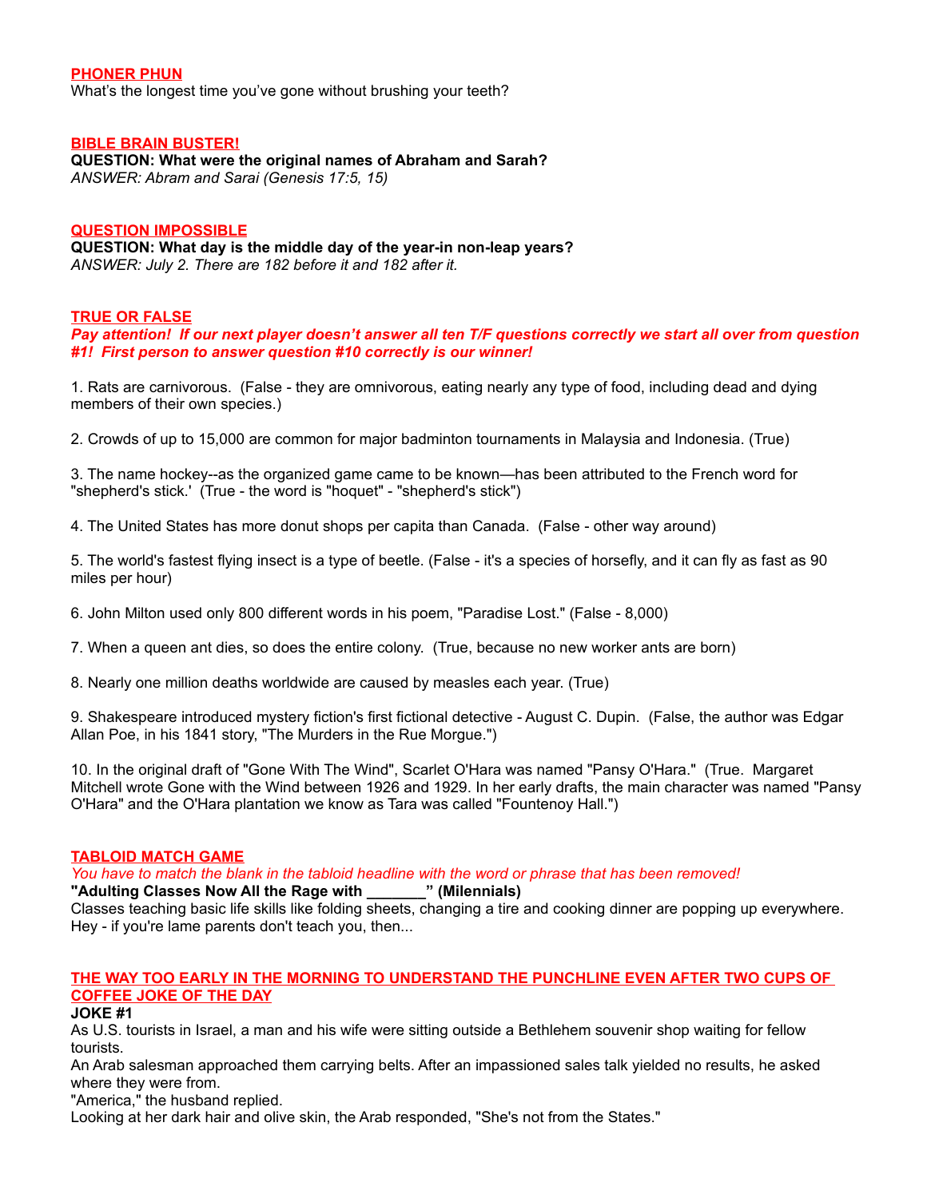**PHONER PHUN**

What's the longest time you've gone without brushing your teeth?

**BIBLE BRAIN BUSTER!**

**QUESTION: What were the original names of Abraham and Sarah?**
*ANSWER: Abram and Sarai (Genesis 17:5, 15)*

**QUESTION IMPOSSIBLE**

**QUESTION: What day is the middle day of the year-in non-leap years?**
*ANSWER: July 2. There are 182 before it and 182 after it.*

**TRUE OR FALSE**

***Pay attention! If our next player doesn't answer all ten T/F questions correctly we start all over from question #1! First person to answer question #10 correctly is our winner!***

1. Rats are carnivorous. (False - they are omnivorous, eating nearly any type of food, including dead and dying members of their own species.)

2. Crowds of up to 15,000 are common for major badminton tournaments in Malaysia and Indonesia. (True)

3. The name hockey--as the organized game came to be known—has been attributed to the French word for "shepherd's stick.' (True - the word is "hoquet" - "shepherd's stick")

4. The United States has more donut shops per capita than Canada. (False - other way around)

5. The world's fastest flying insect is a type of beetle. (False - it's a species of horsefly, and it can fly as fast as 90 miles per hour)

6. John Milton used only 800 different words in his poem, "Paradise Lost." (False - 8,000)

7. When a queen ant dies, so does the entire colony. (True, because no new worker ants are born)

8. Nearly one million deaths worldwide are caused by measles each year. (True)

9. Shakespeare introduced mystery fiction's first fictional detective - August C. Dupin. (False, the author was Edgar Allan Poe, in his 1841 story, "The Murders in the Rue Morgue.")

10. In the original draft of "Gone With The Wind", Scarlet O'Hara was named "Pansy O'Hara." (True. Margaret Mitchell wrote Gone with the Wind between 1926 and 1929. In her early drafts, the main character was named "Pansy O'Hara" and the O'Hara plantation we know as Tara was called "Fountenoy Hall.")

**TABLOID MATCH GAME**

*You have to match the blank in the tabloid headline with the word or phrase that has been removed!*

**"Adulting Classes Now All the Rage with _______" (Milennials)**

Classes teaching basic life skills like folding sheets, changing a tire and cooking dinner are popping up everywhere. Hey - if you're lame parents don't teach you, then...

**THE WAY TOO EARLY IN THE MORNING TO UNDERSTAND THE PUNCHLINE EVEN AFTER TWO CUPS OF COFFEE JOKE OF THE DAY**

**JOKE #1**

As U.S. tourists in Israel, a man and his wife were sitting outside a Bethlehem souvenir shop waiting for fellow tourists.

An Arab salesman approached them carrying belts. After an impassioned sales talk yielded no results, he asked where they were from.

"America," the husband replied.

Looking at her dark hair and olive skin, the Arab responded, "She's not from the States."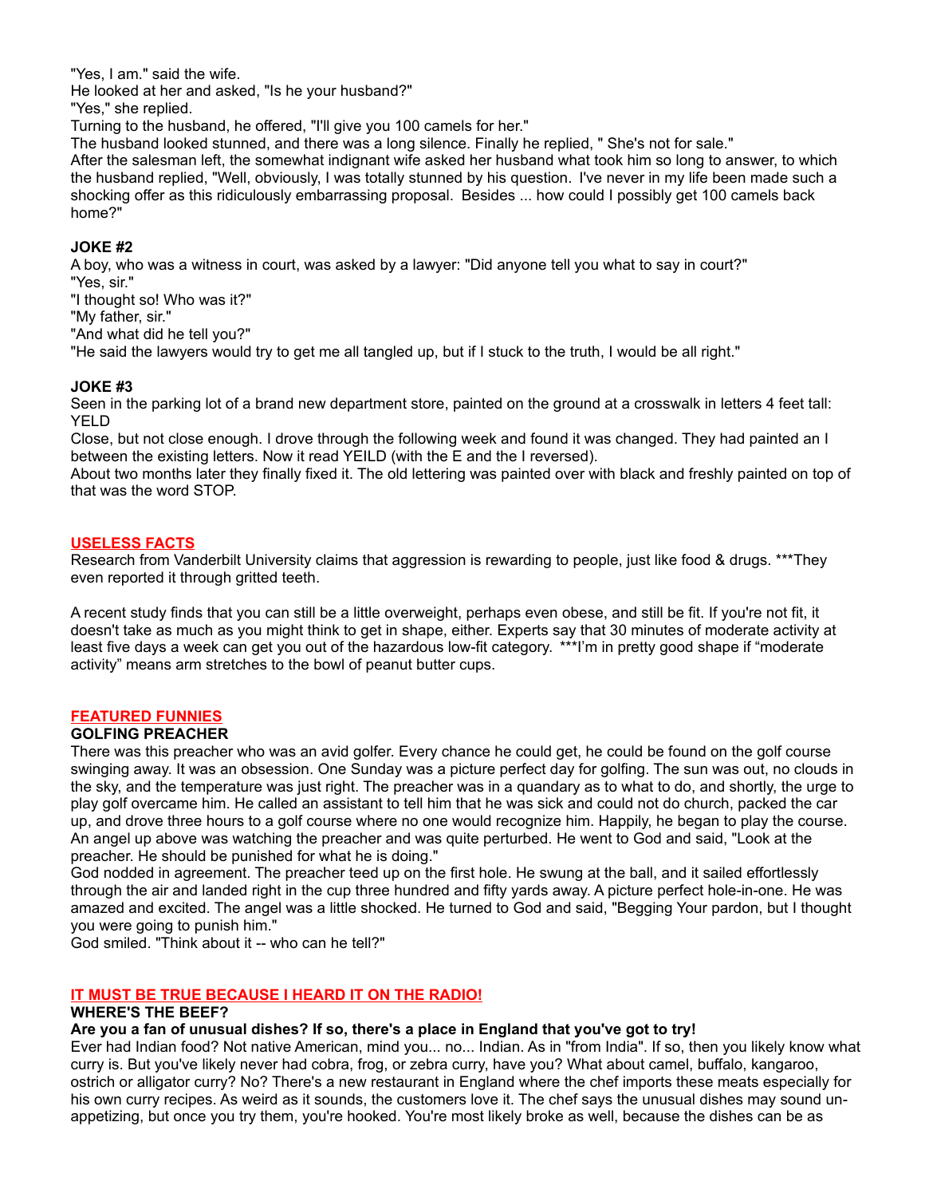"Yes, I am." said the wife.
He looked at her and asked, "Is he your husband?"
"Yes," she replied.
Turning to the husband, he offered, "I'll give you 100 camels for her."
The husband looked stunned, and there was a long silence. Finally he replied, " She's not for sale."
After the salesman left, the somewhat indignant wife asked her husband what took him so long to answer, to which the husband replied, "Well, obviously, I was totally stunned by his question. I've never in my life been made such a shocking offer as this ridiculously embarrassing proposal. Besides ... how could I possibly get 100 camels back home?"

**JOKE #2**

A boy, who was a witness in court, was asked by a lawyer: "Did anyone tell you what to say in court?"
"Yes, sir."
"I thought so! Who was it?"
"My father, sir."
"And what did he tell you?"
"He said the lawyers would try to get me all tangled up, but if I stuck to the truth, I would be all right."

**JOKE #3**

Seen in the parking lot of a brand new department store, painted on the ground at a crosswalk in letters 4 feet tall: YELD
Close, but not close enough. I drove through the following week and found it was changed. They had painted an I between the existing letters. Now it read YEILD (with the E and the I reversed).
About two months later they finally fixed it. The old lettering was painted over with black and freshly painted on top of that was the word STOP.

## USELESS FACTS

Research from Vanderbilt University claims that aggression is rewarding to people, just like food & drugs. ***They even reported it through gritted teeth.

A recent study finds that you can still be a little overweight, perhaps even obese, and still be fit. If you're not fit, it doesn't take as much as you might think to get in shape, either. Experts say that 30 minutes of moderate activity at least five days a week can get you out of the hazardous low-fit category. ***I'm in pretty good shape if "moderate activity" means arm stretches to the bowl of peanut butter cups.

## FEATURED FUNNIES

**GOLFING PREACHER**

There was this preacher who was an avid golfer. Every chance he could get, he could be found on the golf course swinging away. It was an obsession. One Sunday was a picture perfect day for golfing. The sun was out, no clouds in the sky, and the temperature was just right. The preacher was in a quandary as to what to do, and shortly, the urge to play golf overcame him. He called an assistant to tell him that he was sick and could not do church, packed the car up, and drove three hours to a golf course where no one would recognize him. Happily, he began to play the course. An angel up above was watching the preacher and was quite perturbed. He went to God and said, "Look at the preacher. He should be punished for what he is doing."
God nodded in agreement. The preacher teed up on the first hole. He swung at the ball, and it sailed effortlessly through the air and landed right in the cup three hundred and fifty yards away. A picture perfect hole-in-one. He was amazed and excited. The angel was a little shocked. He turned to God and said, "Begging Your pardon, but I thought you were going to punish him."
God smiled. "Think about it -- who can he tell?"

## IT MUST BE TRUE BECAUSE I HEARD IT ON THE RADIO!

**WHERE'S THE BEEF?**

**Are you a fan of unusual dishes? If so, there's a place in England that you've got to try!**

Ever had Indian food? Not native American, mind you... no... Indian. As in "from India". If so, then you likely know what curry is. But you've likely never had cobra, frog, or zebra curry, have you? What about camel, buffalo, kangaroo, ostrich or alligator curry? No? There's a new restaurant in England where the chef imports these meats especially for his own curry recipes. As weird as it sounds, the customers love it. The chef says the unusual dishes may sound un-appetizing, but once you try them, you're hooked. You're most likely broke as well, because the dishes can be as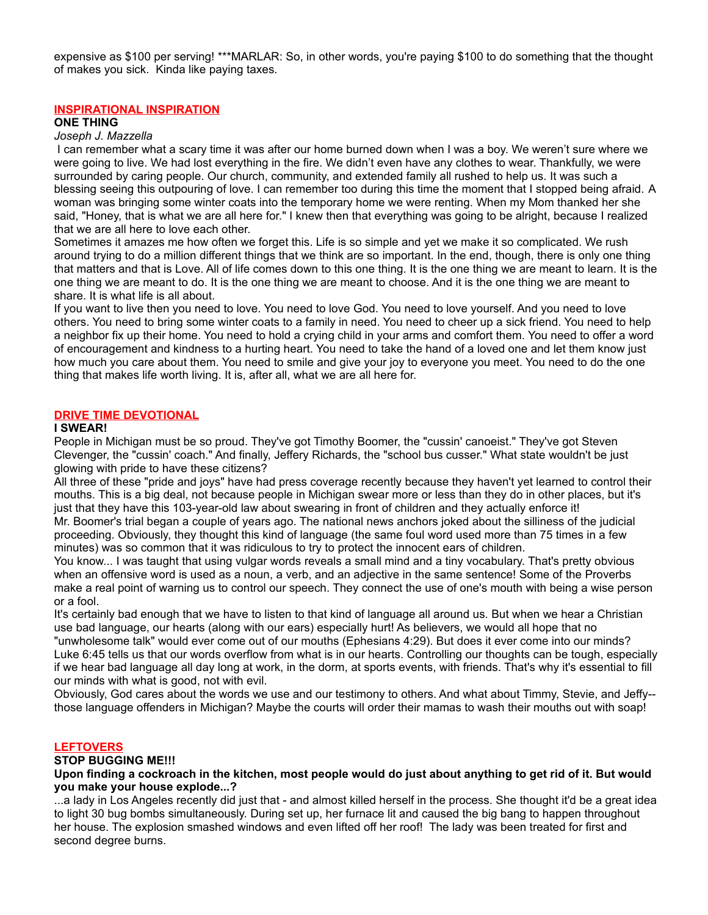expensive as $100 per serving! ***MARLAR: So, in other words, you're paying $100 to do something that the thought of makes you sick. Kinda like paying taxes.

## INSPIRATIONAL INSPIRATION

**ONE THING**

*Joseph J. Mazzella*

I can remember what a scary time it was after our home burned down when I was a boy. We weren't sure where we were going to live. We had lost everything in the fire. We didn't even have any clothes to wear. Thankfully, we were surrounded by caring people. Our church, community, and extended family all rushed to help us. It was such a blessing seeing this outpouring of love. I can remember too during this time the moment that I stopped being afraid. A woman was bringing some winter coats into the temporary home we were renting. When my Mom thanked her she said, "Honey, that is what we are all here for." I knew then that everything was going to be alright, because I realized that we are all here to love each other.

Sometimes it amazes me how often we forget this. Life is so simple and yet we make it so complicated. We rush around trying to do a million different things that we think are so important. In the end, though, there is only one thing that matters and that is Love. All of life comes down to this one thing. It is the one thing we are meant to learn. It is the one thing we are meant to do. It is the one thing we are meant to choose. And it is the one thing we are meant to share. It is what life is all about.

If you want to live then you need to love. You need to love God. You need to love yourself. And you need to love others. You need to bring some winter coats to a family in need. You need to cheer up a sick friend. You need to help a neighbor fix up their home. You need to hold a crying child in your arms and comfort them. You need to offer a word of encouragement and kindness to a hurting heart. You need to take the hand of a loved one and let them know just how much you care about them. You need to smile and give your joy to everyone you meet. You need to do the one thing that makes life worth living. It is, after all, what we are all here for.

## DRIVE TIME DEVOTIONAL

**I SWEAR!**

People in Michigan must be so proud. They've got Timothy Boomer, the "cussin' canoeist." They've got Steven Clevenger, the "cussin' coach." And finally, Jeffery Richards, the "school bus cusser." What state wouldn't be just glowing with pride to have these citizens?

All three of these "pride and joys" have had press coverage recently because they haven't yet learned to control their mouths. This is a big deal, not because people in Michigan swear more or less than they do in other places, but it's just that they have this 103-year-old law about swearing in front of children and they actually enforce it!

Mr. Boomer's trial began a couple of years ago. The national news anchors joked about the silliness of the judicial proceeding. Obviously, they thought this kind of language (the same foul word used more than 75 times in a few minutes) was so common that it was ridiculous to try to protect the innocent ears of children.

You know... I was taught that using vulgar words reveals a small mind and a tiny vocabulary. That's pretty obvious when an offensive word is used as a noun, a verb, and an adjective in the same sentence! Some of the Proverbs make a real point of warning us to control our speech. They connect the use of one's mouth with being a wise person or a fool.

It's certainly bad enough that we have to listen to that kind of language all around us. But when we hear a Christian use bad language, our hearts (along with our ears) especially hurt! As believers, we would all hope that no "unwholesome talk" would ever come out of our mouths (Ephesians 4:29). But does it ever come into our minds? Luke 6:45 tells us that our words overflow from what is in our hearts. Controlling our thoughts can be tough, especially if we hear bad language all day long at work, in the dorm, at sports events, with friends. That's why it's essential to fill our minds with what is good, not with evil.

Obviously, God cares about the words we use and our testimony to others. And what about Timmy, Stevie, and Jeffy--those language offenders in Michigan? Maybe the courts will order their mamas to wash their mouths out with soap!

## LEFTOVERS

**STOP BUGGING ME!!!**

**Upon finding a cockroach in the kitchen, most people would do just about anything to get rid of it. But would you make your house explode...?**

...a lady in Los Angeles recently did just that - and almost killed herself in the process. She thought it'd be a great idea to light 30 bug bombs simultaneously. During set up, her furnace lit and caused the big bang to happen throughout her house. The explosion smashed windows and even lifted off her roof! The lady was been treated for first and second degree burns.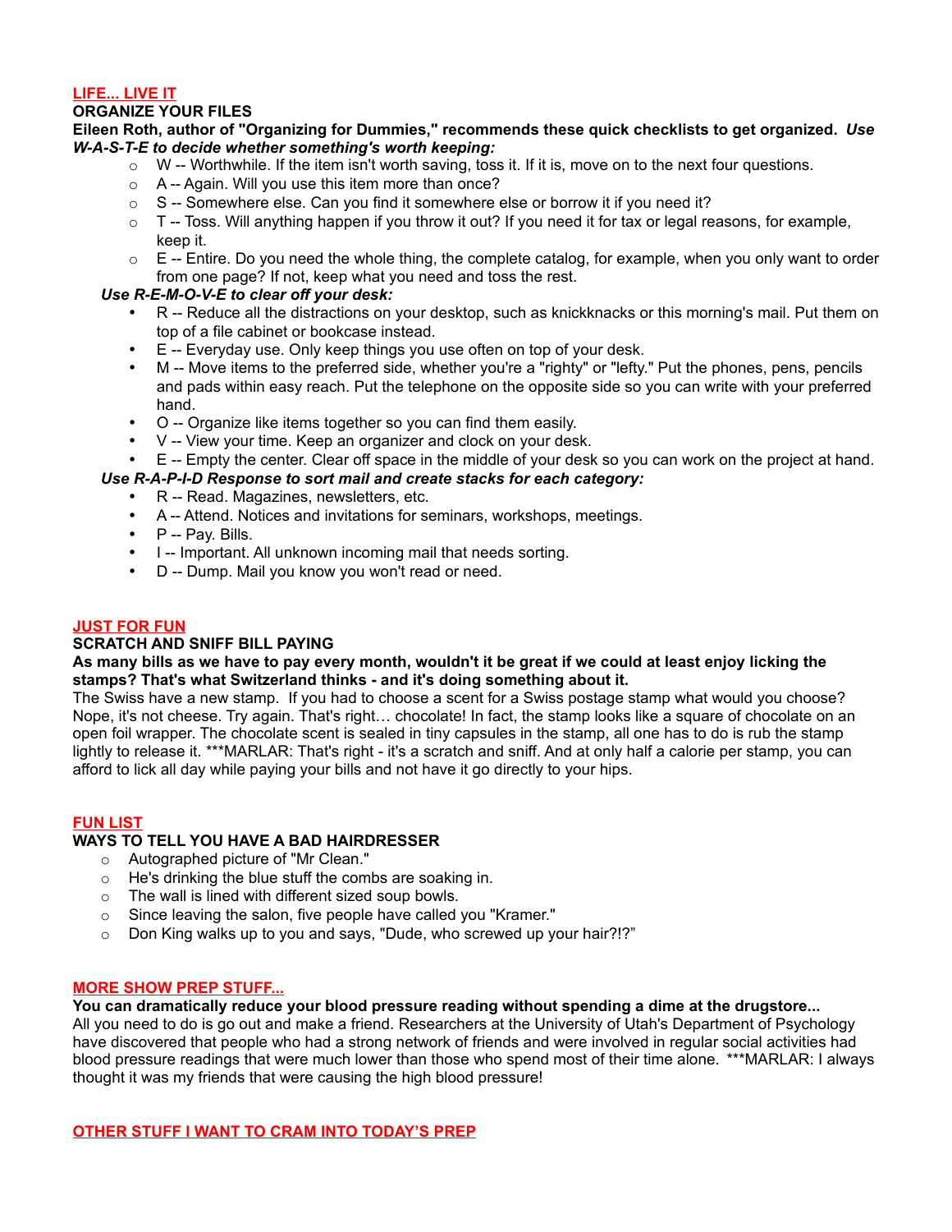## LIFE... LIVE IT

### ORGANIZE YOUR FILES

**Eileen Roth, author of "Organizing for Dummies," recommends these quick checklists to get organized.** ***Use W-A-S-T-E to decide whether something's worth keeping:***

- W -- Worthwhile. If the item isn't worth saving, toss it. If it is, move on to the next four questions.
- A -- Again. Will you use this item more than once?
- S -- Somewhere else. Can you find it somewhere else or borrow it if you need it?
- T -- Toss. Will anything happen if you throw it out? If you need it for tax or legal reasons, for example, keep it.
- E -- Entire. Do you need the whole thing, the complete catalog, for example, when you only want to order from one page? If not, keep what you need and toss the rest.

***Use R-E-M-O-V-E to clear off your desk:***

- R -- Reduce all the distractions on your desktop, such as knickknacks or this morning's mail. Put them on top of a file cabinet or bookcase instead.
- E -- Everyday use. Only keep things you use often on top of your desk.
- M -- Move items to the preferred side, whether you're a "righty" or "lefty." Put the phones, pens, pencils and pads within easy reach. Put the telephone on the opposite side so you can write with your preferred hand.
- O -- Organize like items together so you can find them easily.
- V -- View your time. Keep an organizer and clock on your desk.
- E -- Empty the center. Clear off space in the middle of your desk so you can work on the project at hand.

***Use R-A-P-I-D Response to sort mail and create stacks for each category:***

- R -- Read. Magazines, newsletters, etc.
- A -- Attend. Notices and invitations for seminars, workshops, meetings.
- P -- Pay. Bills.
- I -- Important. All unknown incoming mail that needs sorting.
- D -- Dump. Mail you know you won't read or need.

## JUST FOR FUN

### SCRATCH AND SNIFF BILL PAYING

**As many bills as we have to pay every month, wouldn't it be great if we could at least enjoy licking the stamps? That's what Switzerland thinks - and it's doing something about it.**

The Swiss have a new stamp. If you had to choose a scent for a Swiss postage stamp what would you choose? Nope, it's not cheese. Try again. That's right… chocolate! In fact, the stamp looks like a square of chocolate on an open foil wrapper. The chocolate scent is sealed in tiny capsules in the stamp, all one has to do is rub the stamp lightly to release it. ***MARLAR: That's right - it's a scratch and sniff. And at only half a calorie per stamp, you can afford to lick all day while paying your bills and not have it go directly to your hips.

## FUN LIST

### WAYS TO TELL YOU HAVE A BAD HAIRDRESSER

- Autographed picture of "Mr Clean."
- He's drinking the blue stuff the combs are soaking in.
- The wall is lined with different sized soup bowls.
- Since leaving the salon, five people have called you "Kramer."
- Don King walks up to you and says, "Dude, who screwed up your hair?!?"

## MORE SHOW PREP STUFF...

**You can dramatically reduce your blood pressure reading without spending a dime at the drugstore...**

All you need to do is go out and make a friend. Researchers at the University of Utah's Department of Psychology have discovered that people who had a strong network of friends and were involved in regular social activities had blood pressure readings that were much lower than those who spend most of their time alone. ***MARLAR: I always thought it was my friends that were causing the high blood pressure!

## OTHER STUFF I WANT TO CRAM INTO TODAY'S PREP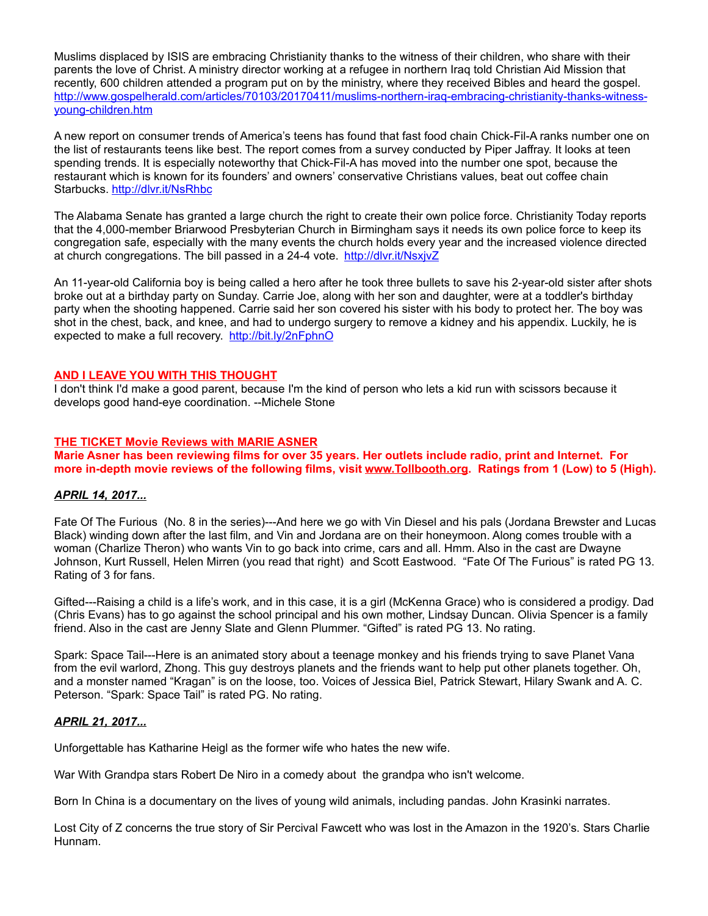Muslims displaced by ISIS are embracing Christianity thanks to the witness of their children, who share with their parents the love of Christ. A ministry director working at a refugee in northern Iraq told Christian Aid Mission that recently, 600 children attended a program put on by the ministry, where they received Bibles and heard the gospel. http://www.gospelherald.com/articles/70103/20170411/muslims-northern-iraq-embracing-christianity-thanks-witness-young-children.htm

A new report on consumer trends of America's teens has found that fast food chain Chick-Fil-A ranks number one on the list of restaurants teens like best. The report comes from a survey conducted by Piper Jaffray. It looks at teen spending trends. It is especially noteworthy that Chick-Fil-A has moved into the number one spot, because the restaurant which is known for its founders' and owners' conservative Christians values, beat out coffee chain Starbucks. http://dlvr.it/NsRhbc

The Alabama Senate has granted a large church the right to create their own police force. Christianity Today reports that the 4,000-member Briarwood Presbyterian Church in Birmingham says it needs its own police force to keep its congregation safe, especially with the many events the church holds every year and the increased violence directed at church congregations. The bill passed in a 24-4 vote. http://dlvr.it/NsxjvZ

An 11-year-old California boy is being called a hero after he took three bullets to save his 2-year-old sister after shots broke out at a birthday party on Sunday. Carrie Joe, along with her son and daughter, were at a toddler's birthday party when the shooting happened. Carrie said her son covered his sister with his body to protect her. The boy was shot in the chest, back, and knee, and had to undergo surgery to remove a kidney and his appendix. Luckily, he is expected to make a full recovery. http://bit.ly/2nFphnO

**AND I LEAVE YOU WITH THIS THOUGHT**

I don't think I'd make a good parent, because I'm the kind of person who lets a kid run with scissors because it develops good hand-eye coordination. --Michele Stone

**THE TICKET Movie Reviews with MARIE ASNER**

**Marie Asner has been reviewing films for over 35 years. Her outlets include radio, print and Internet. For more in-depth movie reviews of the following films, visit www.Tollbooth.org. Ratings from 1 (Low) to 5 (High).**

***APRIL 14, 2017...***

Fate Of The Furious (No. 8 in the series)---And here we go with Vin Diesel and his pals (Jordana Brewster and Lucas Black) winding down after the last film, and Vin and Jordana are on their honeymoon. Along comes trouble with a woman (Charlize Theron) who wants Vin to go back into crime, cars and all. Hmm. Also in the cast are Dwayne Johnson, Kurt Russell, Helen Mirren (you read that right) and Scott Eastwood. "Fate Of The Furious" is rated PG 13. Rating of 3 for fans.

Gifted---Raising a child is a life's work, and in this case, it is a girl (McKenna Grace) who is considered a prodigy. Dad (Chris Evans) has to go against the school principal and his own mother, Lindsay Duncan. Olivia Spencer is a family friend. Also in the cast are Jenny Slate and Glenn Plummer. "Gifted" is rated PG 13. No rating.

Spark: Space Tail---Here is an animated story about a teenage monkey and his friends trying to save Planet Vana from the evil warlord, Zhong. This guy destroys planets and the friends want to help put other planets together. Oh, and a monster named "Kragan" is on the loose, too. Voices of Jessica Biel, Patrick Stewart, Hilary Swank and A. C. Peterson. "Spark: Space Tail" is rated PG. No rating.

***APRIL 21, 2017...***

Unforgettable has Katharine Heigl as the former wife who hates the new wife.

War With Grandpa stars Robert De Niro in a comedy about the grandpa who isn't welcome.

Born In China is a documentary on the lives of young wild animals, including pandas. John Krasinki narrates.

Lost City of Z concerns the true story of Sir Percival Fawcett who was lost in the Amazon in the 1920's. Stars Charlie Hunnam.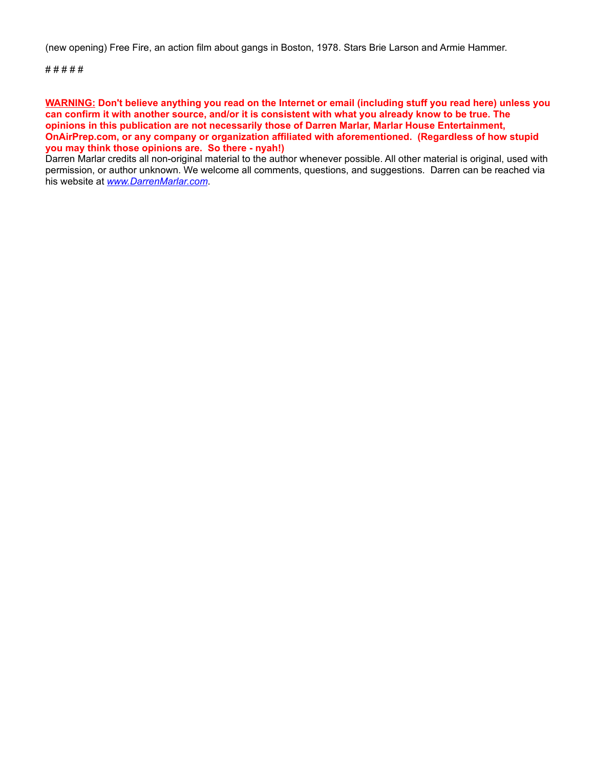(new opening) Free Fire, an action film about gangs in Boston, 1978. Stars Brie Larson and Armie Hammer.

# # # # #

**WARNING: Don't believe anything you read on the Internet or email (including stuff you read here) unless you can confirm it with another source, and/or it is consistent with what you already know to be true. The opinions in this publication are not necessarily those of Darren Marlar, Marlar House Entertainment, OnAirPrep.com, or any company or organization affiliated with aforementioned. (Regardless of how stupid you may think those opinions are. So there - nyah!)**

Darren Marlar credits all non-original material to the author whenever possible. All other material is original, used with permission, or author unknown. We welcome all comments, questions, and suggestions. Darren can be reached via his website at *www.DarrenMarlar.com*.